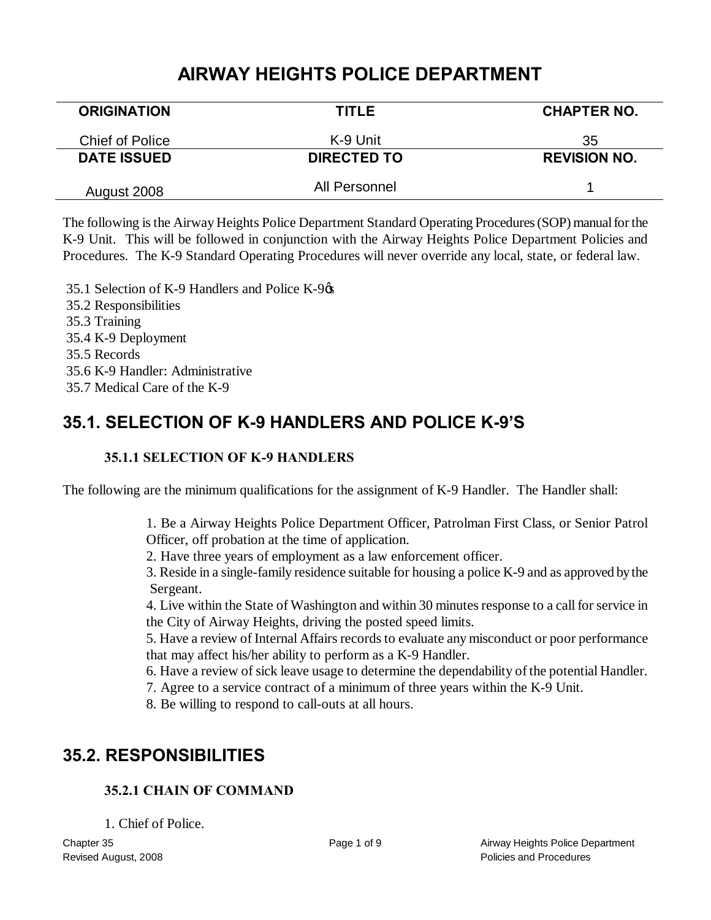# AIRWAY HEIGHTS POLICE DEPARTMENT

| ORIGINATION | TITLE | CHAPTER NO. |
| --- | --- | --- |
| Chief of Police | K-9 Unit | 35 |
| **DATE ISSUED** | **DIRECTED TO** | **REVISION NO.** |
| August 2008 | All Personnel | 1 |

The following is the Airway Heights Police Department Standard Operating Procedures (SOP) manual for the K-9 Unit. This will be followed in conjunction with the Airway Heights Police Department Policies and Procedures. The K-9 Standard Operating Procedures will never override any local, state, or federal law.

35.1 Selection of K-9 Handlers and Police K-9's
35.2 Responsibilities
35.3 Training
35.4 K-9 Deployment
35.5 Records
35.6 K-9 Handler: Administrative
35.7 Medical Care of the K-9

## 35.1. SELECTION OF K-9 HANDLERS AND POLICE K-9'S

### 35.1.1 SELECTION OF K-9 HANDLERS

The following are the minimum qualifications for the assignment of K-9 Handler. The Handler shall:

1. Be a Airway Heights Police Department Officer, Patrolman First Class, or Senior Patrol Officer, off probation at the time of application.
2. Have three years of employment as a law enforcement officer.
3. Reside in a single-family residence suitable for housing a police K-9 and as approved by the Sergeant.
4. Live within the State of Washington and within 30 minutes response to a call for service in the City of Airway Heights, driving the posted speed limits.
5. Have a review of Internal Affairs records to evaluate any misconduct or poor performance that may affect his/her ability to perform as a K-9 Handler.
6. Have a review of sick leave usage to determine the dependability of the potential Handler.
7. Agree to a service contract of a minimum of three years within the K-9 Unit.
8. Be willing to respond to call-outs at all hours.

## 35.2. RESPONSIBILITIES

### 35.2.1 CHAIN OF COMMAND

1. Chief of Police.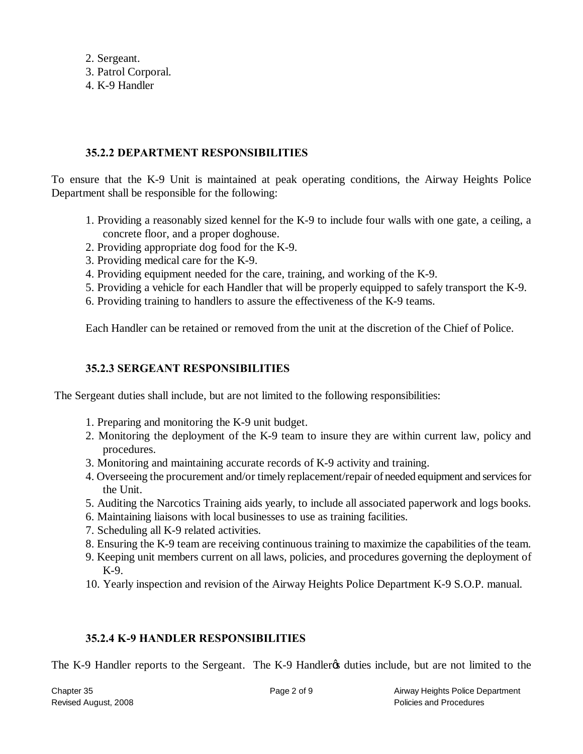2. Sergeant.
3. Patrol Corporal.
4. K-9 Handler

### 35.2.2 DEPARTMENT RESPONSIBILITIES

To ensure that the K-9 Unit is maintained at peak operating conditions, the Airway Heights Police Department shall be responsible for the following:

1. Providing a reasonably sized kennel for the K-9 to include four walls with one gate, a ceiling, a concrete floor, and a proper doghouse.
2. Providing appropriate dog food for the K-9.
3. Providing medical care for the K-9.
4. Providing equipment needed for the care, training, and working of the K-9.
5. Providing a vehicle for each Handler that will be properly equipped to safely transport the K-9.
6. Providing training to handlers to assure the effectiveness of the K-9 teams.

Each Handler can be retained or removed from the unit at the discretion of the Chief of Police.

### 35.2.3 SERGEANT RESPONSIBILITIES

The Sergeant duties shall include, but are not limited to the following responsibilities:

1. Preparing and monitoring the K-9 unit budget.
2. Monitoring the deployment of the K-9 team to insure they are within current law, policy and procedures.
3. Monitoring and maintaining accurate records of K-9 activity and training.
4. Overseeing the procurement and/or timely replacement/repair of needed equipment and services for the Unit.
5. Auditing the Narcotics Training aids yearly, to include all associated paperwork and logs books.
6. Maintaining liaisons with local businesses to use as training facilities.
7. Scheduling all K-9 related activities.
8. Ensuring the K-9 team are receiving continuous training to maximize the capabilities of the team.
9. Keeping unit members current on all laws, policies, and procedures governing the deployment of K-9.
10. Yearly inspection and revision of the Airway Heights Police Department K-9 S.O.P. manual.

### 35.2.4 K-9 HANDLER RESPONSIBILITIES

The K-9 Handler reports to the Sergeant. The K-9 Handler's duties include, but are not limited to the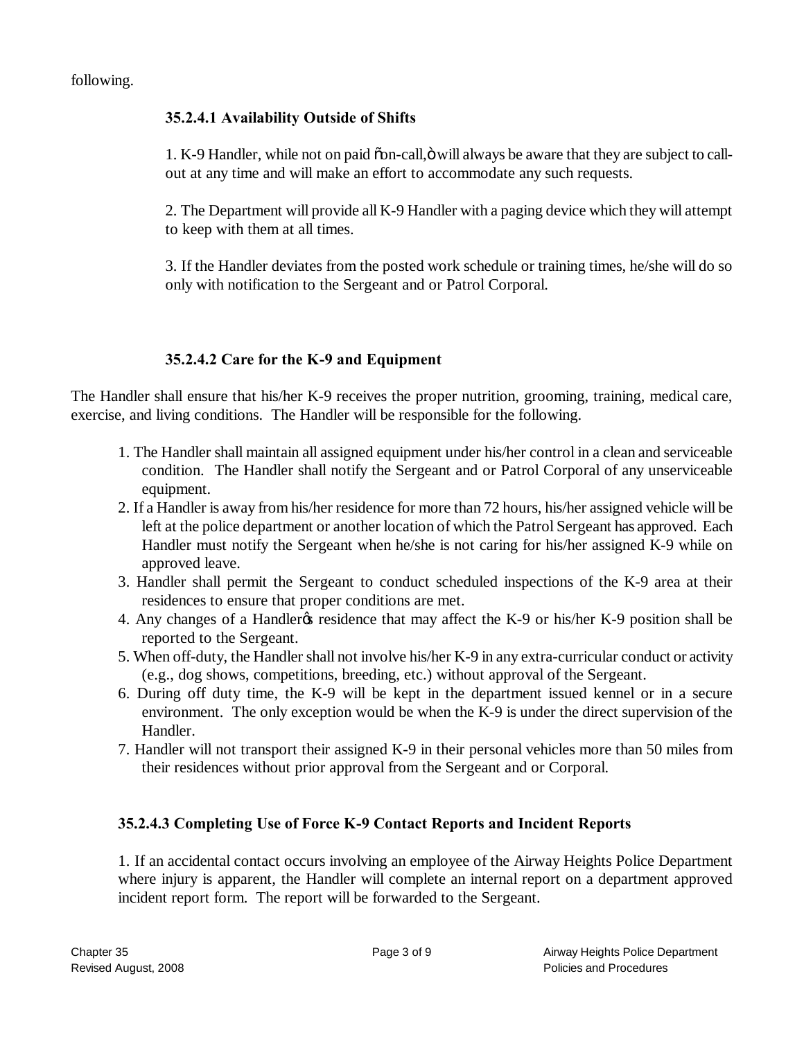following.

### 35.2.4.1 Availability Outside of Shifts

1. K-9 Handler, while not on paid "on-call," will always be aware that they are subject to call-out at any time and will make an effort to accommodate any such requests.

2. The Department will provide all K-9 Handler with a paging device which they will attempt to keep with them at all times.

3. If the Handler deviates from the posted work schedule or training times, he/she will do so only with notification to the Sergeant and or Patrol Corporal.

### 35.2.4.2 Care for the K-9 and Equipment

The Handler shall ensure that his/her K-9 receives the proper nutrition, grooming, training, medical care, exercise, and living conditions. The Handler will be responsible for the following.

1. The Handler shall maintain all assigned equipment under his/her control in a clean and serviceable condition. The Handler shall notify the Sergeant and or Patrol Corporal of any unserviceable equipment.
2. If a Handler is away from his/her residence for more than 72 hours, his/her assigned vehicle will be left at the police department or another location of which the Patrol Sergeant has approved. Each Handler must notify the Sergeant when he/she is not caring for his/her assigned K-9 while on approved leave.
3. Handler shall permit the Sergeant to conduct scheduled inspections of the K-9 area at their residences to ensure that proper conditions are met.
4. Any changes of a Handler's residence that may affect the K-9 or his/her K-9 position shall be reported to the Sergeant.
5. When off-duty, the Handler shall not involve his/her K-9 in any extra-curricular conduct or activity (e.g., dog shows, competitions, breeding, etc.) without approval of the Sergeant.
6. During off duty time, the K-9 will be kept in the department issued kennel or in a secure environment. The only exception would be when the K-9 is under the direct supervision of the Handler.
7. Handler will not transport their assigned K-9 in their personal vehicles more than 50 miles from their residences without prior approval from the Sergeant and or Corporal.

### 35.2.4.3 Completing Use of Force K-9 Contact Reports and Incident Reports

1. If an accidental contact occurs involving an employee of the Airway Heights Police Department where injury is apparent, the Handler will complete an internal report on a department approved incident report form. The report will be forwarded to the Sergeant.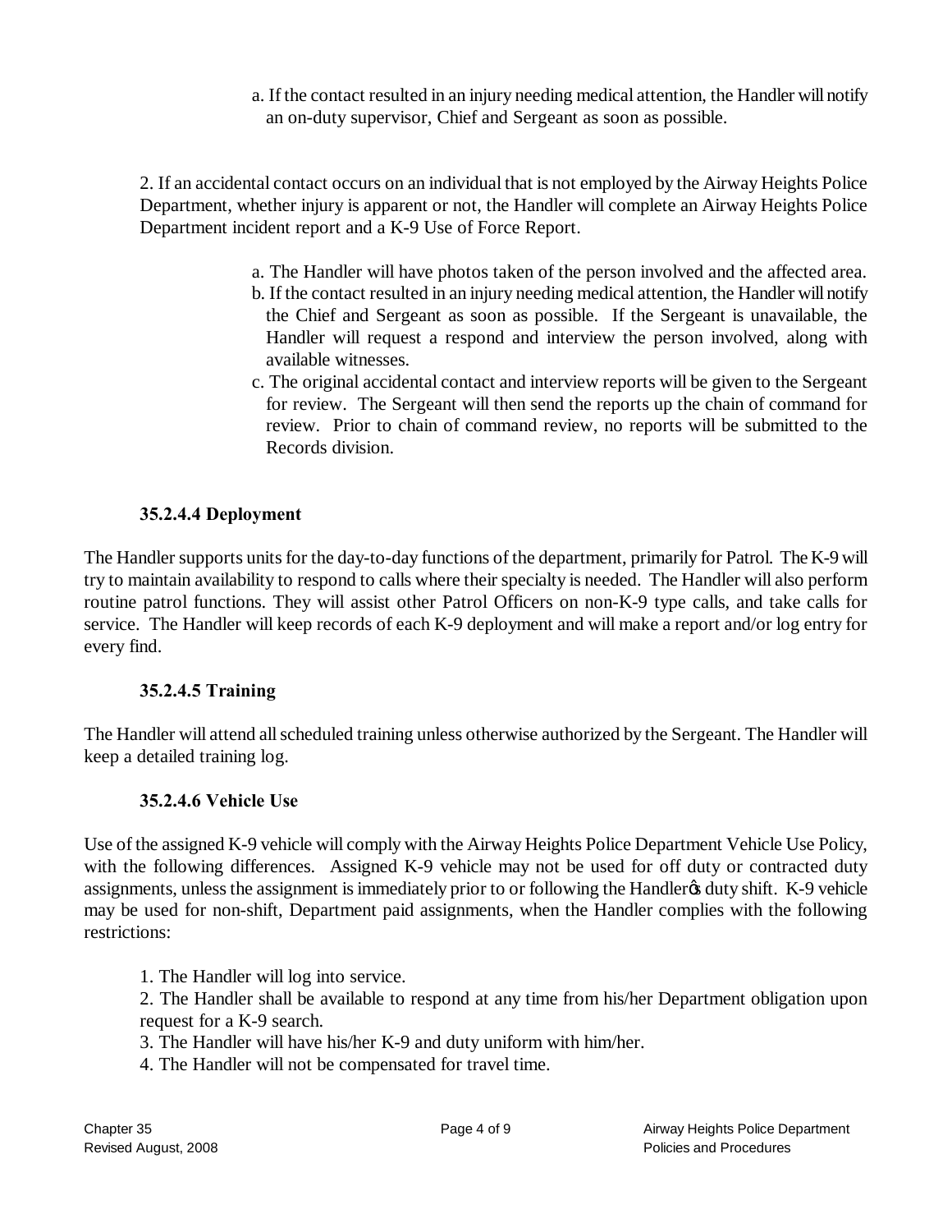a. If the contact resulted in an injury needing medical attention, the Handler will notify an on-duty supervisor, Chief and Sergeant as soon as possible.

2. If an accidental contact occurs on an individual that is not employed by the Airway Heights Police Department, whether injury is apparent or not, the Handler will complete an Airway Heights Police Department incident report and a K-9 Use of Force Report.

a. The Handler will have photos taken of the person involved and the affected area.
b. If the contact resulted in an injury needing medical attention, the Handler will notify the Chief and Sergeant as soon as possible. If the Sergeant is unavailable, the Handler will request a respond and interview the person involved, along with available witnesses.
c. The original accidental contact and interview reports will be given to the Sergeant for review. The Sergeant will then send the reports up the chain of command for review. Prior to chain of command review, no reports will be submitted to the Records division.

### 35.2.4.4 Deployment

The Handler supports units for the day-to-day functions of the department, primarily for Patrol. The K-9 will try to maintain availability to respond to calls where their specialty is needed. The Handler will also perform routine patrol functions. They will assist other Patrol Officers on non-K-9 type calls, and take calls for service. The Handler will keep records of each K-9 deployment and will make a report and/or log entry for every find.

### 35.2.4.5 Training

The Handler will attend all scheduled training unless otherwise authorized by the Sergeant. The Handler will keep a detailed training log.

### 35.2.4.6 Vehicle Use

Use of the assigned K-9 vehicle will comply with the Airway Heights Police Department Vehicle Use Policy, with the following differences. Assigned K-9 vehicle may not be used for off duty or contracted duty assignments, unless the assignment is immediately prior to or following the Handler's duty shift. K-9 vehicle may be used for non-shift, Department paid assignments, when the Handler complies with the following restrictions:

1. The Handler will log into service.
2. The Handler shall be available to respond at any time from his/her Department obligation upon request for a K-9 search.
3. The Handler will have his/her K-9 and duty uniform with him/her.
4. The Handler will not be compensated for travel time.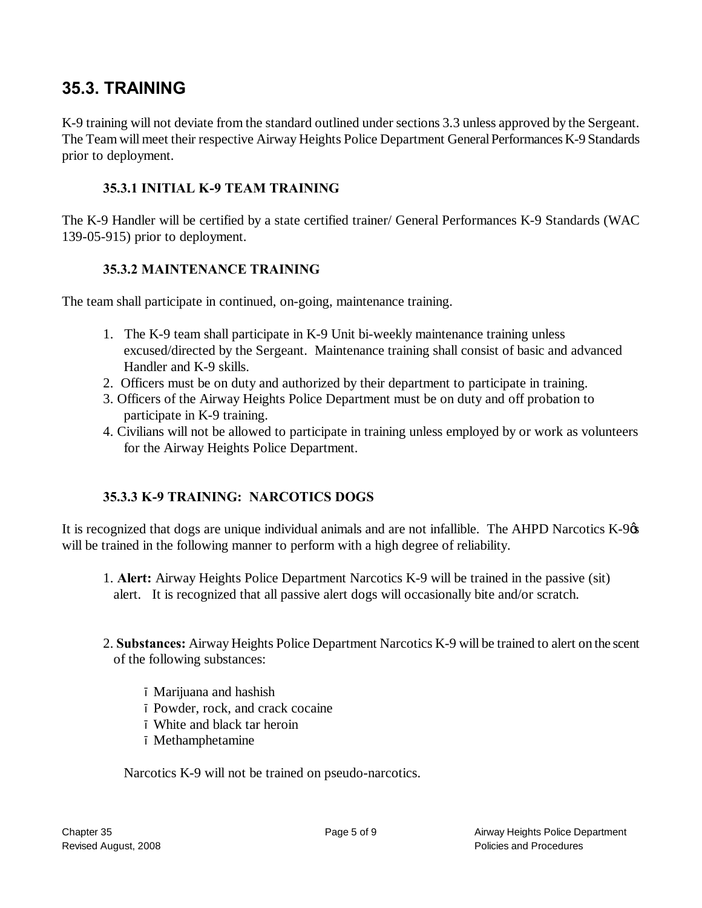## 35.3. TRAINING

K-9 training will not deviate from the standard outlined under sections 3.3 unless approved by the Sergeant. The Team will meet their respective Airway Heights Police Department General Performances K-9 Standards prior to deployment.

### 35.3.1 INITIAL K-9 TEAM TRAINING

The K-9 Handler will be certified by a state certified trainer/ General Performances K-9 Standards (WAC 139-05-915) prior to deployment.

### 35.3.2 MAINTENANCE TRAINING

The team shall participate in continued, on-going, maintenance training.

1. The K-9 team shall participate in K-9 Unit bi-weekly maintenance training unless excused/directed by the Sergeant. Maintenance training shall consist of basic and advanced Handler and K-9 skills.
2. Officers must be on duty and authorized by their department to participate in training.
3. Officers of the Airway Heights Police Department must be on duty and off probation to participate in K-9 training.
4. Civilians will not be allowed to participate in training unless employed by or work as volunteers for the Airway Heights Police Department.

### 35.3.3 K-9 TRAINING: NARCOTICS DOGS

It is recognized that dogs are unique individual animals and are not infallible. The AHPD Narcotics K-9's will be trained in the following manner to perform with a high degree of reliability.

1. **Alert:** Airway Heights Police Department Narcotics K-9 will be trained in the passive (sit) alert. It is recognized that all passive alert dogs will occasionally bite and/or scratch.

2. **Substances:** Airway Heights Police Department Narcotics K-9 will be trained to alert on the scent of the following substances:

   - Marijuana and hashish
   - Powder, rock, and crack cocaine
   - White and black tar heroin
   - Methamphetamine

   Narcotics K-9 will not be trained on pseudo-narcotics.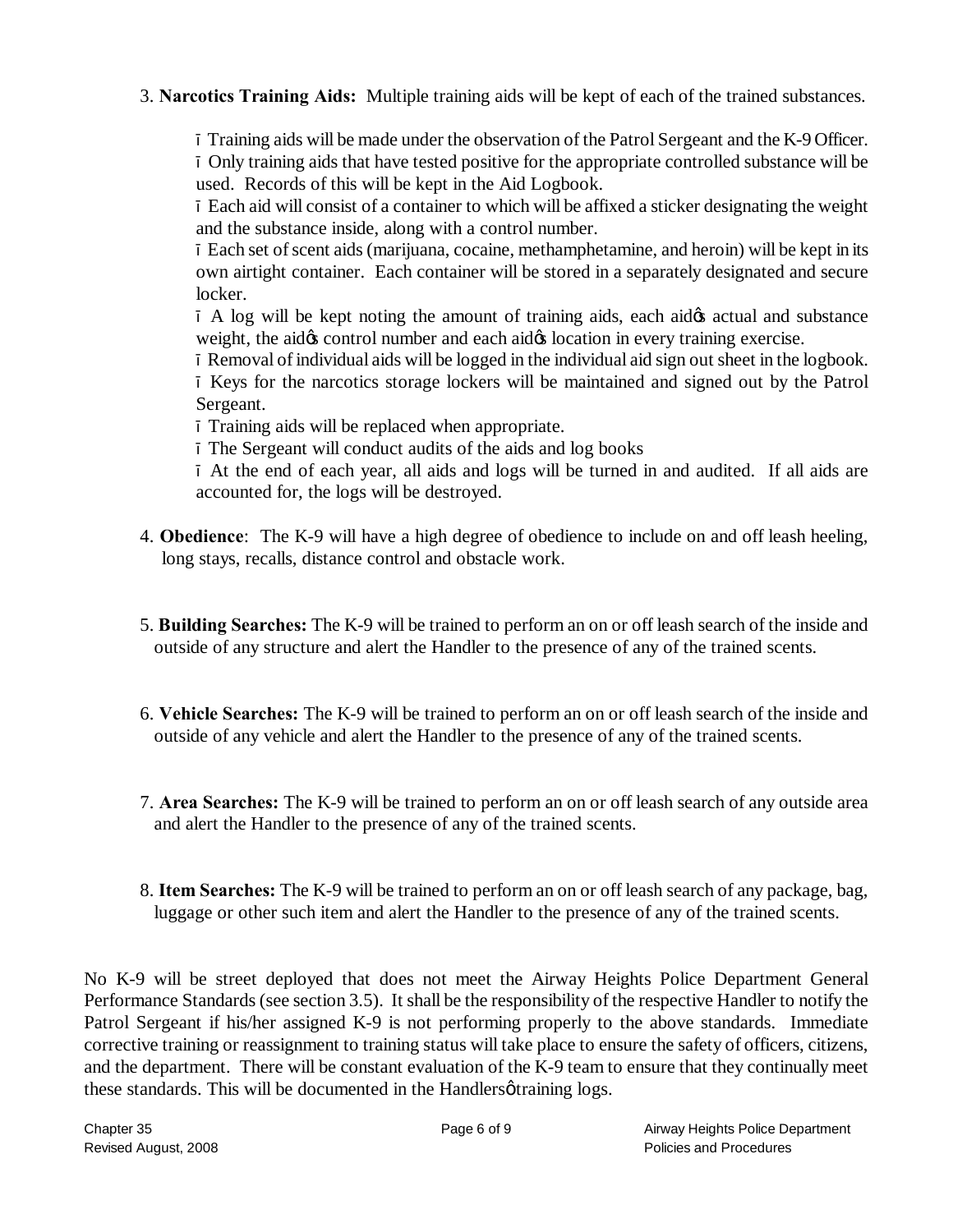3. **Narcotics Training Aids:** Multiple training aids will be kept of each of the trained substances.

   - Training aids will be made under the observation of the Patrol Sergeant and the K-9 Officer.
   - Only training aids that have tested positive for the appropriate controlled substance will be used. Records of this will be kept in the Aid Logbook.
   - Each aid will consist of a container to which will be affixed a sticker designating the weight and the substance inside, along with a control number.
   - Each set of scent aids (marijuana, cocaine, methamphetamine, and heroin) will be kept in its own airtight container. Each container will be stored in a separately designated and secure locker.
   - A log will be kept noting the amount of training aids, each aid's actual and substance weight, the aid's control number and each aid's location in every training exercise.
   - Removal of individual aids will be logged in the individual aid sign out sheet in the logbook.
   - Keys for the narcotics storage lockers will be maintained and signed out by the Patrol Sergeant.
   - Training aids will be replaced when appropriate.
   - The Sergeant will conduct audits of the aids and log books
   - At the end of each year, all aids and logs will be turned in and audited. If all aids are accounted for, the logs will be destroyed.

4. **Obedience**: The K-9 will have a high degree of obedience to include on and off leash heeling, long stays, recalls, distance control and obstacle work.

5. **Building Searches:** The K-9 will be trained to perform an on or off leash search of the inside and outside of any structure and alert the Handler to the presence of any of the trained scents.

6. **Vehicle Searches:** The K-9 will be trained to perform an on or off leash search of the inside and outside of any vehicle and alert the Handler to the presence of any of the trained scents.

7. **Area Searches:** The K-9 will be trained to perform an on or off leash search of any outside area and alert the Handler to the presence of any of the trained scents.

8. **Item Searches:** The K-9 will be trained to perform an on or off leash search of any package, bag, luggage or other such item and alert the Handler to the presence of any of the trained scents.

No K-9 will be street deployed that does not meet the Airway Heights Police Department General Performance Standards (see section 3.5). It shall be the responsibility of the respective Handler to notify the Patrol Sergeant if his/her assigned K-9 is not performing properly to the above standards. Immediate corrective training or reassignment to training status will take place to ensure the safety of officers, citizens, and the department. There will be constant evaluation of the K-9 team to ensure that they continually meet these standards. This will be documented in the Handlers' training logs.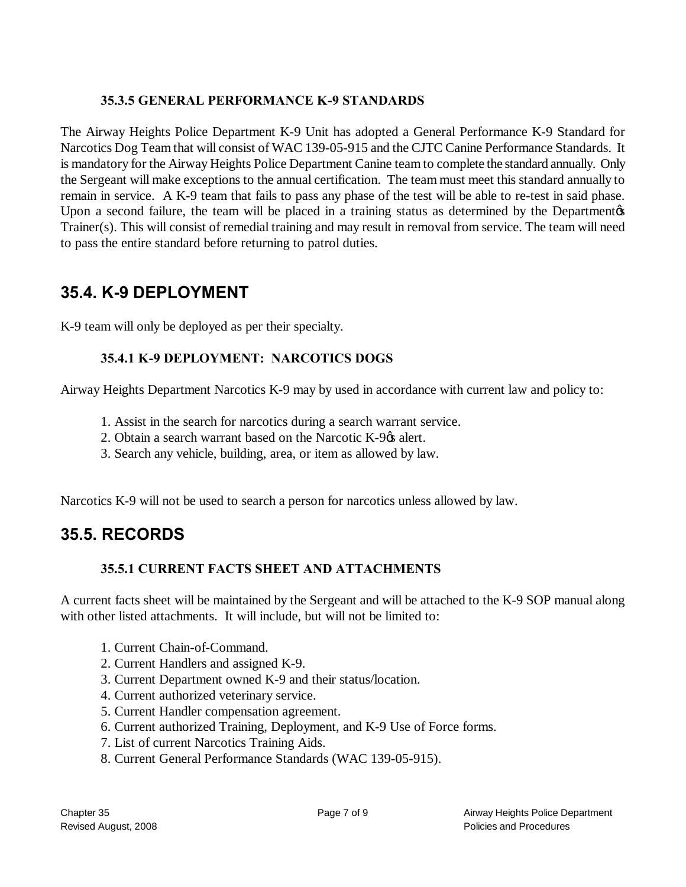### 35.3.5 GENERAL PERFORMANCE K-9 STANDARDS

The Airway Heights Police Department K-9 Unit has adopted a General Performance K-9 Standard for Narcotics Dog Team that will consist of WAC 139-05-915 and the CJTC Canine Performance Standards. It is mandatory for the Airway Heights Police Department Canine team to complete the standard annually. Only the Sergeant will make exceptions to the annual certification. The team must meet this standard annually to remain in service. A K-9 team that fails to pass any phase of the test will be able to re-test in said phase. Upon a second failure, the team will be placed in a training status as determined by the Department's Trainer(s). This will consist of remedial training and may result in removal from service. The team will need to pass the entire standard before returning to patrol duties.

## 35.4. K-9 DEPLOYMENT

K-9 team will only be deployed as per their specialty.

### 35.4.1 K-9 DEPLOYMENT: NARCOTICS DOGS

Airway Heights Department Narcotics K-9 may by used in accordance with current law and policy to:

1. Assist in the search for narcotics during a search warrant service.
2. Obtain a search warrant based on the Narcotic K-9's alert.
3. Search any vehicle, building, area, or item as allowed by law.

Narcotics K-9 will not be used to search a person for narcotics unless allowed by law.

## 35.5. RECORDS

### 35.5.1 CURRENT FACTS SHEET AND ATTACHMENTS

A current facts sheet will be maintained by the Sergeant and will be attached to the K-9 SOP manual along with other listed attachments. It will include, but will not be limited to:

1. Current Chain-of-Command.
2. Current Handlers and assigned K-9.
3. Current Department owned K-9 and their status/location.
4. Current authorized veterinary service.
5. Current Handler compensation agreement.
6. Current authorized Training, Deployment, and K-9 Use of Force forms.
7. List of current Narcotics Training Aids.
8. Current General Performance Standards (WAC 139-05-915).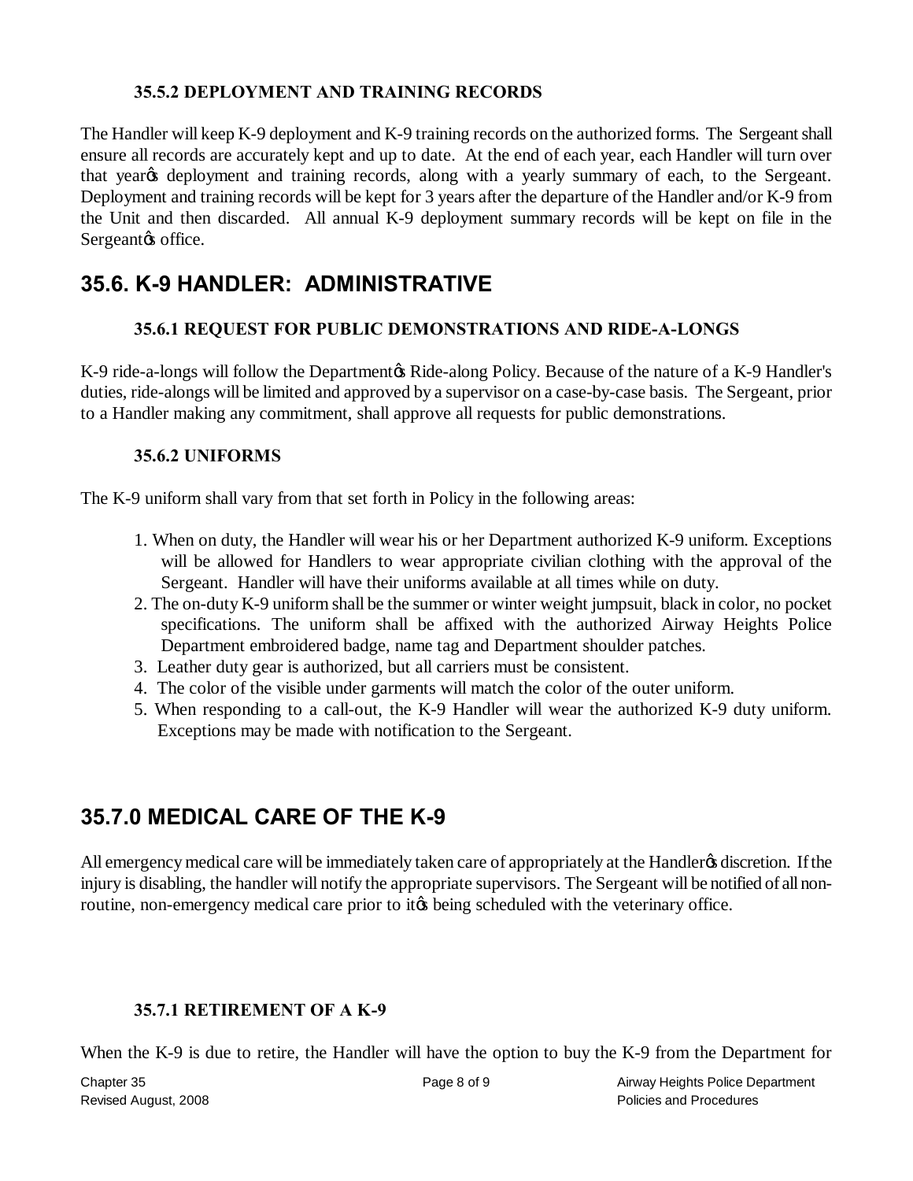### 35.5.2 DEPLOYMENT AND TRAINING RECORDS

The Handler will keep K-9 deployment and K-9 training records on the authorized forms. The Sergeant shall ensure all records are accurately kept and up to date. At the end of each year, each Handler will turn over that year's deployment and training records, along with a yearly summary of each, to the Sergeant. Deployment and training records will be kept for 3 years after the departure of the Handler and/or K-9 from the Unit and then discarded. All annual K-9 deployment summary records will be kept on file in the Sergeant's office.

## 35.6. K-9 HANDLER: ADMINISTRATIVE

### 35.6.1 REQUEST FOR PUBLIC DEMONSTRATIONS AND RIDE-A-LONGS

K-9 ride-a-longs will follow the Department's Ride-along Policy. Because of the nature of a K-9 Handler's duties, ride-alongs will be limited and approved by a supervisor on a case-by-case basis. The Sergeant, prior to a Handler making any commitment, shall approve all requests for public demonstrations.

### 35.6.2 UNIFORMS

The K-9 uniform shall vary from that set forth in Policy in the following areas:

1. When on duty, the Handler will wear his or her Department authorized K-9 uniform. Exceptions will be allowed for Handlers to wear appropriate civilian clothing with the approval of the Sergeant. Handler will have their uniforms available at all times while on duty.
2. The on-duty K-9 uniform shall be the summer or winter weight jumpsuit, black in color, no pocket specifications. The uniform shall be affixed with the authorized Airway Heights Police Department embroidered badge, name tag and Department shoulder patches.
3. Leather duty gear is authorized, but all carriers must be consistent.
4. The color of the visible under garments will match the color of the outer uniform.
5. When responding to a call-out, the K-9 Handler will wear the authorized K-9 duty uniform. Exceptions may be made with notification to the Sergeant.

## 35.7.0 MEDICAL CARE OF THE K-9

All emergency medical care will be immediately taken care of appropriately at the Handler's discretion. If the injury is disabling, the handler will notify the appropriate supervisors. The Sergeant will be notified of all non-routine, non-emergency medical care prior to it's being scheduled with the veterinary office.

### 35.7.1 RETIREMENT OF A K-9

When the K-9 is due to retire, the Handler will have the option to buy the K-9 from the Department for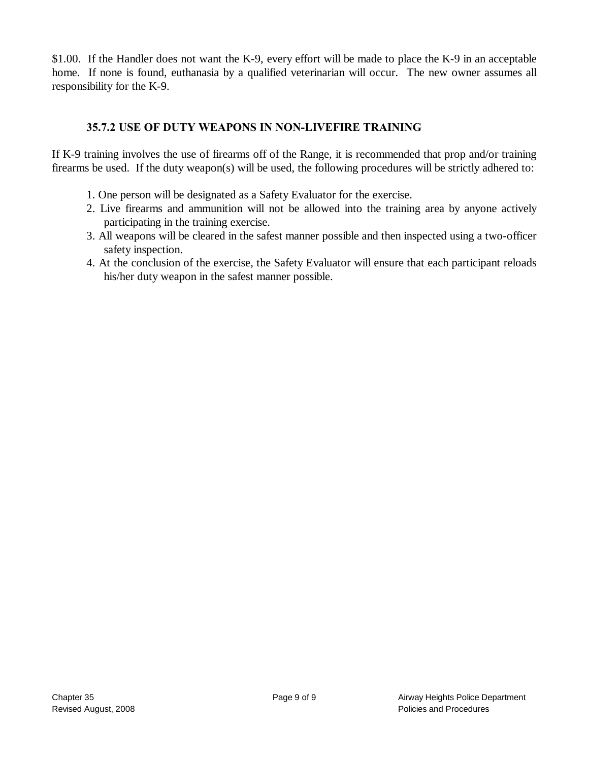$1.00. If the Handler does not want the K-9, every effort will be made to place the K-9 in an acceptable home. If none is found, euthanasia by a qualified veterinarian will occur. The new owner assumes all responsibility for the K-9.

### 35.7.2 USE OF DUTY WEAPONS IN NON-LIVEFIRE TRAINING

If K-9 training involves the use of firearms off of the Range, it is recommended that prop and/or training firearms be used. If the duty weapon(s) will be used, the following procedures will be strictly adhered to:

1. One person will be designated as a Safety Evaluator for the exercise.
2. Live firearms and ammunition will not be allowed into the training area by anyone actively participating in the training exercise.
3. All weapons will be cleared in the safest manner possible and then inspected using a two-officer safety inspection.
4. At the conclusion of the exercise, the Safety Evaluator will ensure that each participant reloads his/her duty weapon in the safest manner possible.